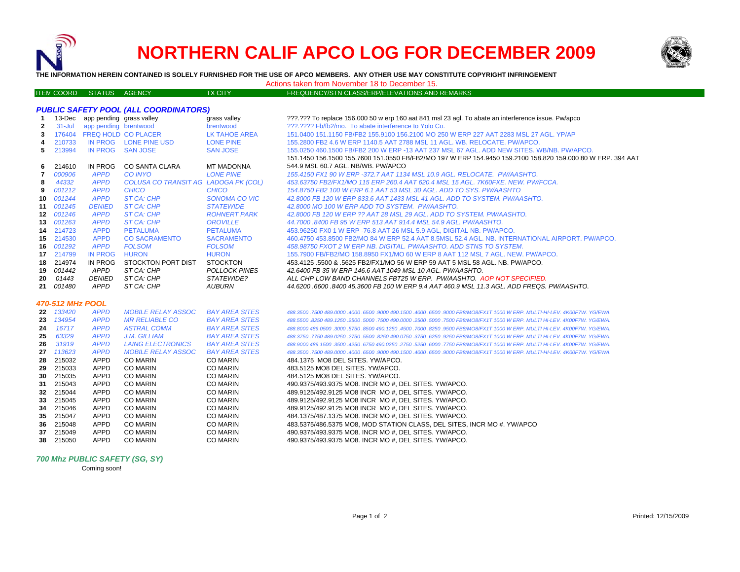# NORTHERN CALIF APCO LOG FOR DECEMBER 2009

**THE INFORMATION HEREIN CONTAINED IS SOLELY FURNISHED FOR THE USE OF APCO MEMBERS. ANY OTHER USE MAY CONSTITUTE COPYRIGHT INFRINGEMENT**

Actions taken from November 18 to December 15.

| ITEM | COORD | STATUS | AGENCY | TX CITY | FREQUENCY/STN CLASS/ERP/ELEVATIONS AND REMARKS |
|---|---|---|---|---|---|
| | | | ***PUBLIC SAFETY POOL (ALL COORDINATORS)*** | | |
| 1 | 13-Dec | app pending | grass valley | grass valley | ???.??? To replace 156.000 50 w erp 160 aat 841 msl 23 agl. To abate an interference issue. Pw/apco |
| 2 | 31-Jul | app pending | brentwood | brentwood | ???.???? Fb/fb2/mo. To abate interference to Yolo Co. |
| 3 | 176404 | FREQ HOLD | CO PLACER | LK TAHOE AREA | 151.0400 151.1150 FB/FB2 155.9100 156.2100 MO 250 W ERP 227 AAT 2283 MSL 27 AGL. YP/AP |
| 4 | 210733 | IN PROG | LONE PINE USD | LONE PINE | 155.2800 FB2 4.6 W ERP 1140.5 AAT 2788 MSL 11 AGL. WB. RELOCATE. PW/APCO. |
| 5 | 213994 | IN PROG | SAN JOSE | SAN JOSE | 155.0250 460.1500 FB/FB2 200 W ERP -13 AAT 237 MSL 67 AGL. ADD NEW SITES. WB/NB. PW/APCO. |
| 6 | 214610 | IN PROG | CO SANTA CLARA | MT MADONNA | 151.1450 156.1500 155.7600 151.0550 FB/FB2/MO 197 W ERP 154.9450 159.2100 158.820 159.000 80 W ERP. 394 AAT 544.9 MSL 60.7 AGL. NB/WB. PW/APCO |
| 7 | *000906* | *APPD* | *CO INYO* | *LONE PINE* | *155.4150 FX1 90 W ERP -372.7 AAT 1134 MSL 10.9 AGL. RELOCATE. PW/AASHTO.* |
| 8 | *44332* | *APPD* | *COLUSA CO TRANSIT AG* | *LADOGA PK (COL)* | *453.63750 FB2/FX1/MO 115 ERP 260.4 AAT 620.4 MSL 15 AGL. 7K60FXE. NEW. PW/FCCA.* |
| 9 | *001212* | *APPD* | *CHICO* | *CHICO* | *154.8750 FB2 100 W ERP 6.1 AAT 53 MSL 30 AGL. ADD TO SYS. PW/AASHTO* |
| 10 | *001244* | *APPD* | *ST CA: CHP* | *SONOMA CO VIC* | *42.8000 FB 120 W ERP 833.6 AAT 1433 MSL 41 AGL. ADD TO SYSTEM. PW/AASHTO.* |
| 11 | *001245* | *DENIED* | *ST CA: CHP* | *STATEWIDE* | *42.8000 MO 100 W ERP ADD TO SYSTEM. PW/AASHTO.* |
| 12 | *001246* | *APPD* | *ST CA: CHP* | *ROHNERT PARK* | *42.8000 FB 120 W ERP ?? AAT 28 MSL 29 AGL. ADD TO SYSTEM. PW/AASHTO.* |
| 13 | *001263* | *APPD* | *ST CA: CHP* | *OROVILLE* | *44.7000 .8400 FB 95 W ERP 513 AAT 914.4 MSL 54.9 AGL. PW/AASHTO.* |
| 14 | 214723 | APPD | PETALUMA | PETALUMA | 453.96250 FX0 1 W ERP -76.8 AAT 26 MSL 5.9 AGL, DIGITAL NB. PW/APCO. |
| 15 | 214530 | APPD | CO SACRAMENTO | SACRAMENTO | 460.4750 453.8500 FB2/MO 84 W ERP 52.4 AAT 8.5MSL 52.4 AGL. NB. INTERNATIONAL AIRPORT. PW/APCO. |
| 16 | *001292* | *APPD* | *FOLSOM* | *FOLSOM* | *458.98750 FXOT 2 W ERP NB. DIGITAL. PW/AASHTO. ADD STNS TO SYSTEM.* |
| 17 | 214799 | IN PROG | HURON | HURON | 155.7900 FB/FB2/MO 158.8950 FX1/MO 60 W ERP 8 AAT 112 MSL 7 AGL. NEW. PW/APCO. |
| 18 | 214974 | IN PROG | STOCKTON PORT DIST | STOCKTON | 453.4125 .5500 & .5625 FB2/FX1/MO 56 W ERP 59 AAT 5 MSL 58 AGL. NB. PW/APCO. |
| 19 | *001442* | *APPD* | *ST CA: CHP* | *POLLOCK PINES* | *42.6400 FB 35 W ERP 146.6 AAT 1049 MSL 10 AGL. PW/AASHTO.* |
| 20 | *01443* | *DENIED* | *ST CA: CHP* | *STATEWIDE?* | *ALL CHP LOW BAND CHANNELS FBT25 W ERP. PW/AASHTO. AOP NOT SPECIFIED.* |
| 21 | *001480* | *APPD* | *ST CA: CHP* | *AUBURN* | *44.6200 .6600 .8400 45.3600 FB 100 W ERP 9.4 AAT 460.9 MSL 11.3 AGL. ADD FREQS. PW/AASHTO.* |
| | | | ***470-512 MHz POOL*** | | |
| 22 | *133420* | *APPD* | *MOBILE RELAY ASSOC* | *BAY AREA SITES* | *488.3500 .7500 489.0000 .4000 .6500 .9000 490.1500 .4000 .6500 .9000 FB8/MO8/FX1T 1000 W ERP. MULTI-HI-LEV. 4K00F7W. YG/EWA.* |
| 23 | *134954* | *APPD* | *MR RELIABLE CO* | *BAY AREA SITES* | *488.5500 .8250 489.1250 .2500 .5000 .7500 490.0000 .2500 .5000 .7500 FB8/MO8/FX1T 1000 W ERP. MULTI HI-LEV. 4K00F7W. YG/EWA.* |
| 24 | *16717* | *APPD* | *ASTRAL COMM* | *BAY AREA SITES* | *488.8000 489.0500 .3000 .5750 .8500 490.1250 .4500 .7000 .8250 .9500 FB8/MO8/FX1T 1000 W ERP. MULTI HI-LEV. 4K00F7W. YG/EWA.* |
| 25 | *63329* | *APPD* | *J.M. GILLIAM* | *BAY AREA SITES* | *488.3750 .7750 489.0250 .2750 .5500 .8250 490.0750 .3750 .6250 .9250 FB8/MO8/FX1T 1000 W ERP. MULTI HI-LEV. 4K00F7W. YG/EWA.* |
| 26 | *31919* | *APPD* | *LAING ELECTRONICS* | *BAY AREA SITES* | *488.9000 489.1500 .3500 .4250 .6750 490.0250 .2750 .5250 .6000 .7750 FB8/MO8/FX1T 1000 W ERP. MULTI HI-LEV. 4K00F7W. YG/EWA.* |
| 27 | *113623* | *APPD* | *MOBILE RELAY ASSOC* | *BAY AREA SITES* | *488.3500 .7500 489.0000 .4000 .6500 .9000 490.1500 .4000 .6500 .9000 FB8/MO8/FX1T 1000 W ERP. MULTI-HI-LEV. 4K00F7W. YG/EWA.* |
| 28 | 215032 | APPD | CO MARIN | CO MARIN | 484.1375 MO8 DEL SITES. YW/APCO. |
| 29 | 215033 | APPD | CO MARIN | CO MARIN | 483.5125 MO8 DEL SITES. YW/APCO. |
| 30 | 215035 | APPD | CO MARIN | CO MARIN | 484.5125 MO8 DEL SITES. YW/APCO. |
| 31 | 215043 | APPD | CO MARIN | CO MARIN | 490.9375/493.9375 MO8. INCR MO #, DEL SITES. YW/APCO. |
| 32 | 215044 | APPD | CO MARIN | CO MARIN | 489.9125/492.9125 MO8 INCR MO #, DEL SITES. YW/APCO. |
| 33 | 215045 | APPD | CO MARIN | CO MARIN | 489.9125/492.9125 MO8 INCR MO #, DEL SITES. YW/APCO. |
| 34 | 215046 | APPD | CO MARIN | CO MARIN | 489.9125/492.9125 MO8 INCR MO #, DEL SITES. YW/APCO. |
| 35 | 215047 | APPD | CO MARIN | CO MARIN | 484.1375/487.1375 MO8. INCR MO #, DEL SITES. YW/APCO. |
| 36 | 215048 | APPD | CO MARIN | CO MARIN | 483.5375/486.5375 MO8, MOD STATION CLASS, DEL SITES, INCR MO #. YW/APCO |
| 37 | 215049 | APPD | CO MARIN | CO MARIN | 490.9375/493.9375 MO8. INCR MO #, DEL SITES. YW/APCO. |
| 38 | 215050 | APPD | CO MARIN | CO MARIN | 490.9375/493.9375 MO8. INCR MO #, DEL SITES. YW/APCO. |

***700 Mhz PUBLIC SAFETY (SG, SY)***

Coming soon!

Printed: 12/15/2009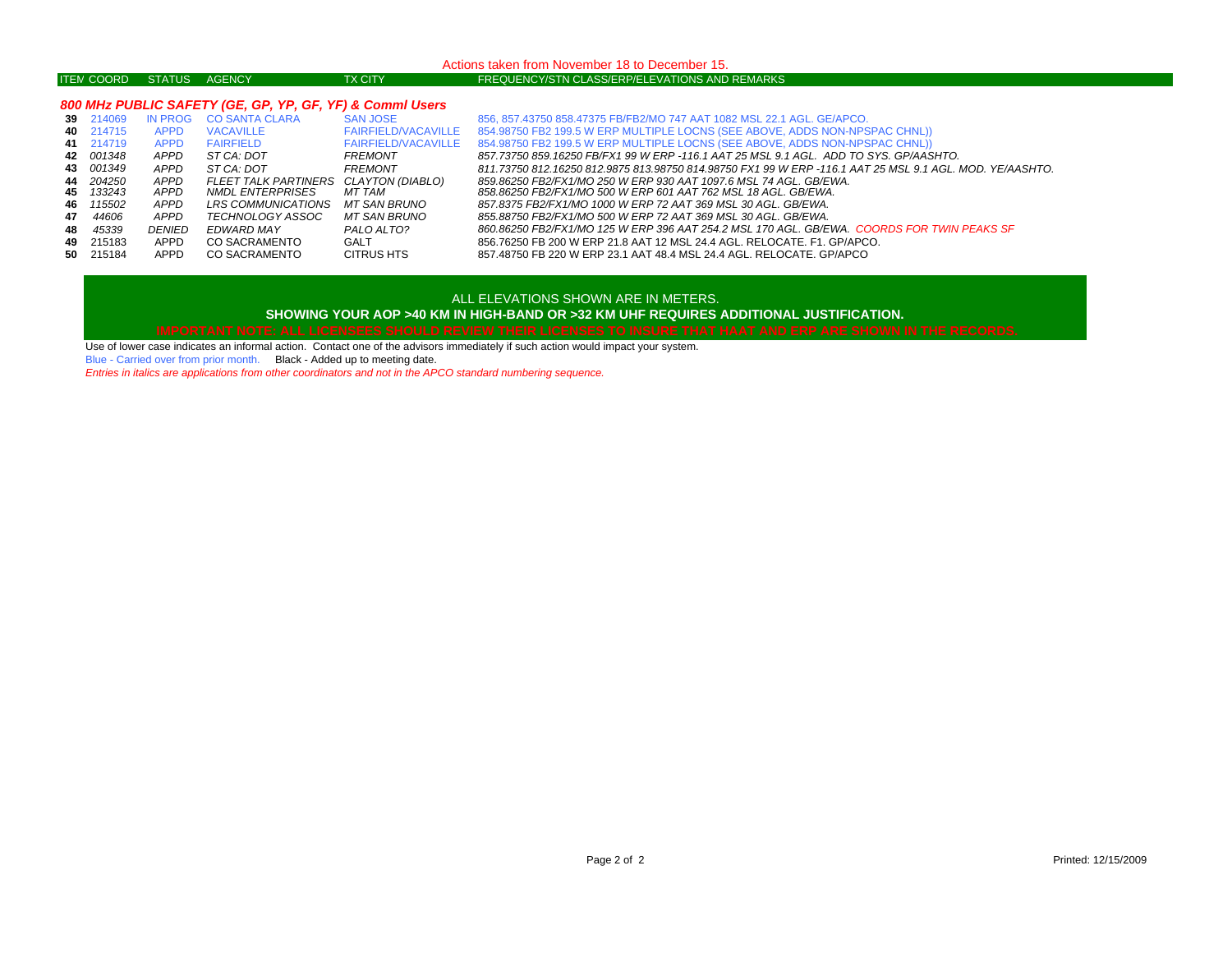Actions taken from November 18 to December 15.

| ITEM | COORD | STATUS | AGENCY | TX CITY | FREQUENCY/STN CLASS/ERP/ELEVATIONS AND REMARKS |
|---|---|---|---|---|---|
| | ***800 MHz PUBLIC SAFETY (GE, GP, YP, GF, YF) & Comml Users*** | | | | |
| **39** | 214069 | IN PROG | CO SANTA CLARA | SAN JOSE | 856, 857.43750 858.47375 FB/FB2/MO 747 AAT 1082 MSL 22.1 AGL. GE/APCO. |
| **40** | 214715 | APPD | VACAVILLE | FAIRFIELD/VACAVILLE | 854.98750 FB2 199.5 W ERP MULTIPLE LOCNS (SEE ABOVE, ADDS NON-NPSPAC CHNL)) |
| **41** | 214719 | APPD | FAIRFIELD | FAIRFIELD/VACAVILLE | 854.98750 FB2 199.5 W ERP MULTIPLE LOCNS (SEE ABOVE, ADDS NON-NPSPAC CHNL)) |
| **42** | *001348* | *APPD* | *ST CA: DOT* | *FREMONT* | *857.73750 859.16250 FB/FX1 99 W ERP -116.1 AAT 25 MSL 9.1 AGL. ADD TO SYS. GP/AASHTO.* |
| **43** | *001349* | *APPD* | *ST CA: DOT* | *FREMONT* | *811.73750 812.16250 812.9875 813.98750 814.98750 FX1 99 W ERP -116.1 AAT 25 MSL 9.1 AGL. MOD. YE/AASHTO.* |
| **44** | *204250* | *APPD* | *FLEET TALK PARTINERS* | *CLAYTON (DIABLO)* | *859.86250 FB2/FX1/MO 250 W ERP 930 AAT 1097.6 MSL 74 AGL. GB/EWA.* |
| **45** | *133243* | *APPD* | *NMDL ENTERPRISES* | *MT TAM* | *858.86250 FB2/FX1/MO 500 W ERP 601 AAT 762 MSL 18 AGL. GB/EWA.* |
| **46** | *115502* | *APPD* | *LRS COMMUNICATIONS* | *MT SAN BRUNO* | *857.8375 FB2/FX1/MO 1000 W ERP 72 AAT 369 MSL 30 AGL. GB/EWA.* |
| **47** | *44606* | *APPD* | *TECHNOLOGY ASSOC* | *MT SAN BRUNO* | *855.88750 FB2/FX1/MO 500 W ERP 72 AAT 369 MSL 30 AGL. GB/EWA.* |
| **48** | *45339* | *DENIED* | *EDWARD MAY* | *PALO ALTO?* | *860.86250 FB2/FX1/MO 125 W ERP 396 AAT 254.2 MSL 170 AGL. GB/EWA. COORDS FOR TWIN PEAKS SF* |
| **49** | 215183 | APPD | CO SACRAMENTO | GALT | 856.76250 FB 200 W ERP 21.8 AAT 12 MSL 24.4 AGL. RELOCATE. F1. GP/APCO. |
| **50** | 215184 | APPD | CO SACRAMENTO | CITRUS HTS | 857.48750 FB 220 W ERP 23.1 AAT 48.4 MSL 24.4 AGL. RELOCATE. GP/APCO |

ALL ELEVATIONS SHOWN ARE IN METERS.

**SHOWING YOUR AOP >40 KM IN HIGH-BAND OR >32 KM UHF REQUIRES ADDITIONAL JUSTIFICATION.**

**IMPORTANT NOTE: ALL LICENSEES SHOULD REVIEW THEIR LICENSES TO INSURE THAT HAAT AND ERP ARE SHOWN IN THE RECORDS.**

Use of lower case indicates an informal action. Contact one of the advisors immediately if such action would impact your system.

Blue - Carried over from prior month. Black - Added up to meeting date.

*Entries in italics are applications from other coordinators and not in the APCO standard numbering sequence.*

Printed: 12/15/2009